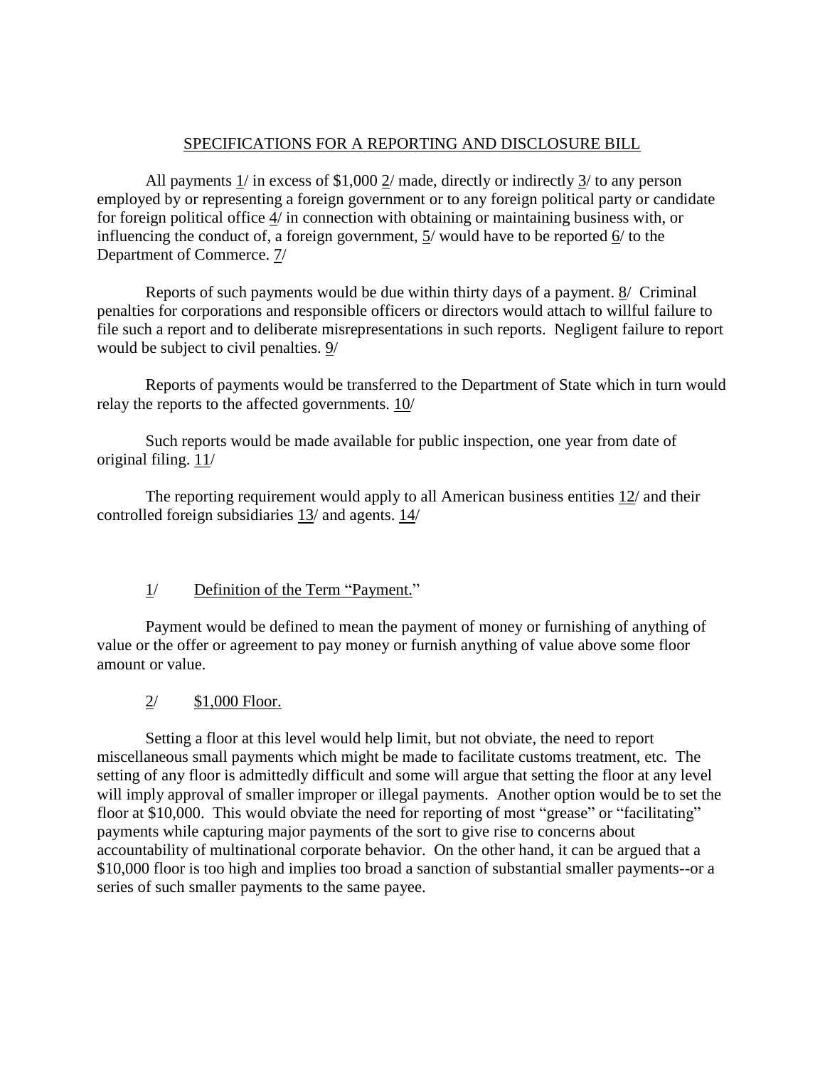# SPECIFICATIONS FOR A REPORTING AND DISCLOSURE BILL

All payments 1/ in excess of $1,000 2/ made, directly or indirectly 3/ to any person employed by or representing a foreign government or to any foreign political party or candidate for foreign political office 4/ in connection with obtaining or maintaining business with, or influencing the conduct of, a foreign government, 5/ would have to be reported 6/ to the Department of Commerce. 7/

Reports of such payments would be due within thirty days of a payment. 8/ Criminal penalties for corporations and responsible officers or directors would attach to willful failure to file such a report and to deliberate misrepresentations in such reports. Negligent failure to report would be subject to civil penalties. 9/

Reports of payments would be transferred to the Department of State which in turn would relay the reports to the affected governments. 10/

Such reports would be made available for public inspection, one year from date of original filing. 11/

The reporting requirement would apply to all American business entities 12/ and their controlled foreign subsidiaries 13/ and agents. 14/

## 1/ Definition of the Term "Payment."

Payment would be defined to mean the payment of money or furnishing of anything of value or the offer or agreement to pay money or furnish anything of value above some floor amount or value.

## 2/ $1,000 Floor.

Setting a floor at this level would help limit, but not obviate, the need to report miscellaneous small payments which might be made to facilitate customs treatment, etc. The setting of any floor is admittedly difficult and some will argue that setting the floor at any level will imply approval of smaller improper or illegal payments. Another option would be to set the floor at $10,000. This would obviate the need for reporting of most "grease" or "facilitating" payments while capturing major payments of the sort to give rise to concerns about accountability of multinational corporate behavior. On the other hand, it can be argued that a $10,000 floor is too high and implies too broad a sanction of substantial smaller payments--or a series of such smaller payments to the same payee.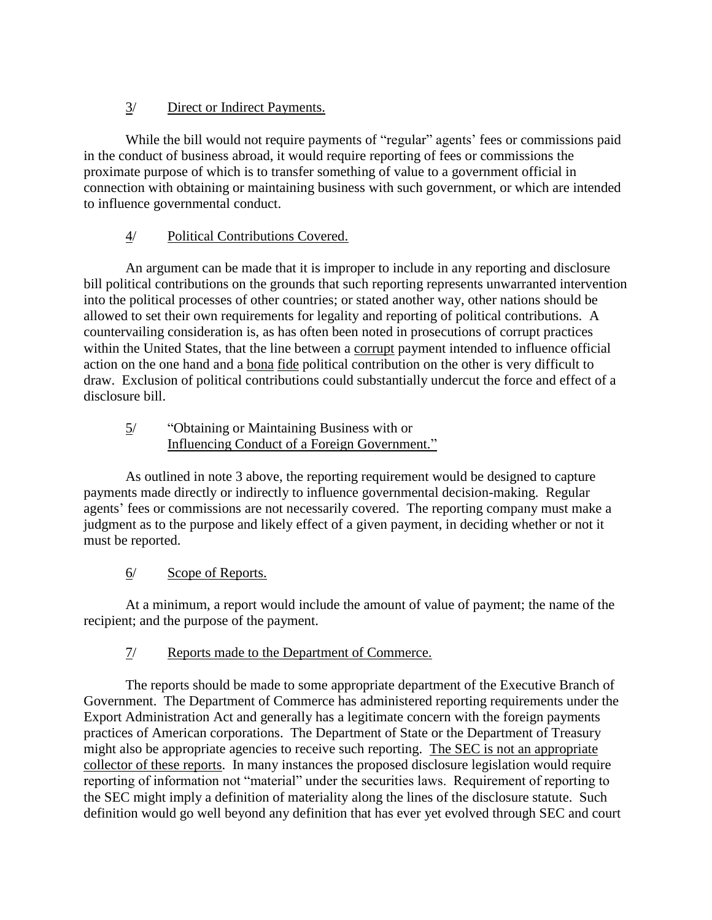3/ Direct or Indirect Payments.

While the bill would not require payments of "regular" agents' fees or commissions paid in the conduct of business abroad, it would require reporting of fees or commissions the proximate purpose of which is to transfer something of value to a government official in connection with obtaining or maintaining business with such government, or which are intended to influence governmental conduct.

4/ Political Contributions Covered.

An argument can be made that it is improper to include in any reporting and disclosure bill political contributions on the grounds that such reporting represents unwarranted intervention into the political processes of other countries; or stated another way, other nations should be allowed to set their own requirements for legality and reporting of political contributions. A countervailing consideration is, as has often been noted in prosecutions of corrupt practices within the United States, that the line between a corrupt payment intended to influence official action on the one hand and a bona fide political contribution on the other is very difficult to draw. Exclusion of political contributions could substantially undercut the force and effect of a disclosure bill.

5/ "Obtaining or Maintaining Business with or Influencing Conduct of a Foreign Government."

As outlined in note 3 above, the reporting requirement would be designed to capture payments made directly or indirectly to influence governmental decision-making. Regular agents' fees or commissions are not necessarily covered. The reporting company must make a judgment as to the purpose and likely effect of a given payment, in deciding whether or not it must be reported.

6/ Scope of Reports.

At a minimum, a report would include the amount of value of payment; the name of the recipient; and the purpose of the payment.

7/ Reports made to the Department of Commerce.

The reports should be made to some appropriate department of the Executive Branch of Government. The Department of Commerce has administered reporting requirements under the Export Administration Act and generally has a legitimate concern with the foreign payments practices of American corporations. The Department of State or the Department of Treasury might also be appropriate agencies to receive such reporting. The SEC is not an appropriate collector of these reports. In many instances the proposed disclosure legislation would require reporting of information not "material" under the securities laws. Requirement of reporting to the SEC might imply a definition of materiality along the lines of the disclosure statute. Such definition would go well beyond any definition that has ever yet evolved through SEC and court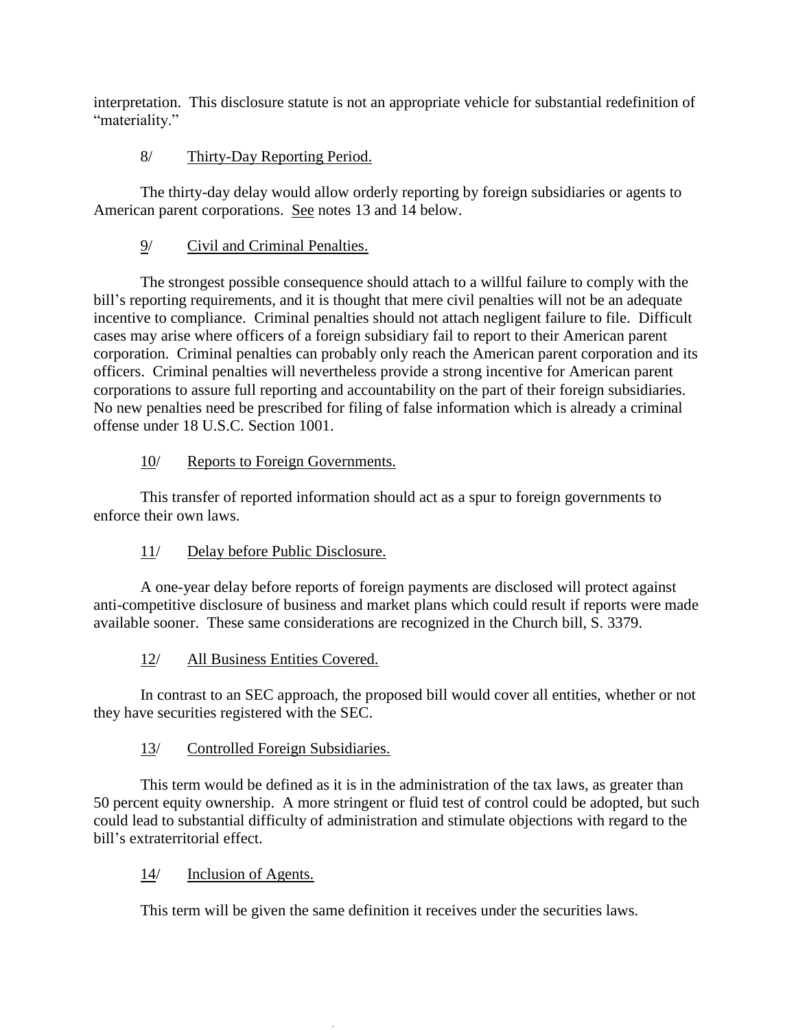interpretation. This disclosure statute is not an appropriate vehicle for substantial redefinition of "materiality."

8/ Thirty-Day Reporting Period.

The thirty-day delay would allow orderly reporting by foreign subsidiaries or agents to American parent corporations. See notes 13 and 14 below.

9/ Civil and Criminal Penalties.

The strongest possible consequence should attach to a willful failure to comply with the bill's reporting requirements, and it is thought that mere civil penalties will not be an adequate incentive to compliance. Criminal penalties should not attach negligent failure to file. Difficult cases may arise where officers of a foreign subsidiary fail to report to their American parent corporation. Criminal penalties can probably only reach the American parent corporation and its officers. Criminal penalties will nevertheless provide a strong incentive for American parent corporations to assure full reporting and accountability on the part of their foreign subsidiaries. No new penalties need be prescribed for filing of false information which is already a criminal offense under 18 U.S.C. Section 1001.

10/ Reports to Foreign Governments.

This transfer of reported information should act as a spur to foreign governments to enforce their own laws.

11/ Delay before Public Disclosure.

A one-year delay before reports of foreign payments are disclosed will protect against anti-competitive disclosure of business and market plans which could result if reports were made available sooner. These same considerations are recognized in the Church bill, S. 3379.

12/ All Business Entities Covered.

In contrast to an SEC approach, the proposed bill would cover all entities, whether or not they have securities registered with the SEC.

13/ Controlled Foreign Subsidiaries.

This term would be defined as it is in the administration of the tax laws, as greater than 50 percent equity ownership. A more stringent or fluid test of control could be adopted, but such could lead to substantial difficulty of administration and stimulate objections with regard to the bill's extraterritorial effect.

14/ Inclusion of Agents.

This term will be given the same definition it receives under the securities laws.